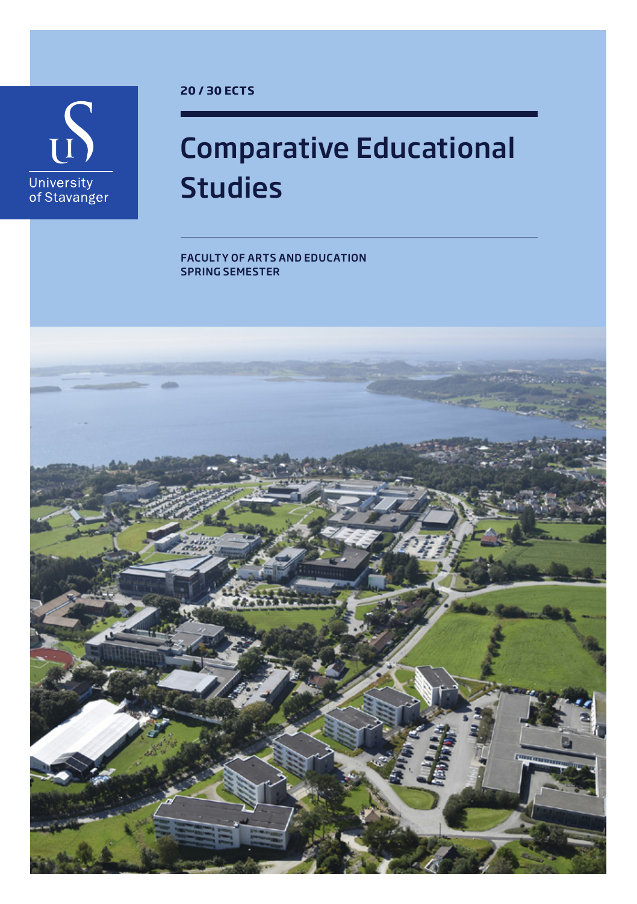University of Stavanger

**20 / 30 ECTS**

# Comparative Educational Studies

**FACULTY OF ARTS AND EDUCATION**
**SPRING SEMESTER**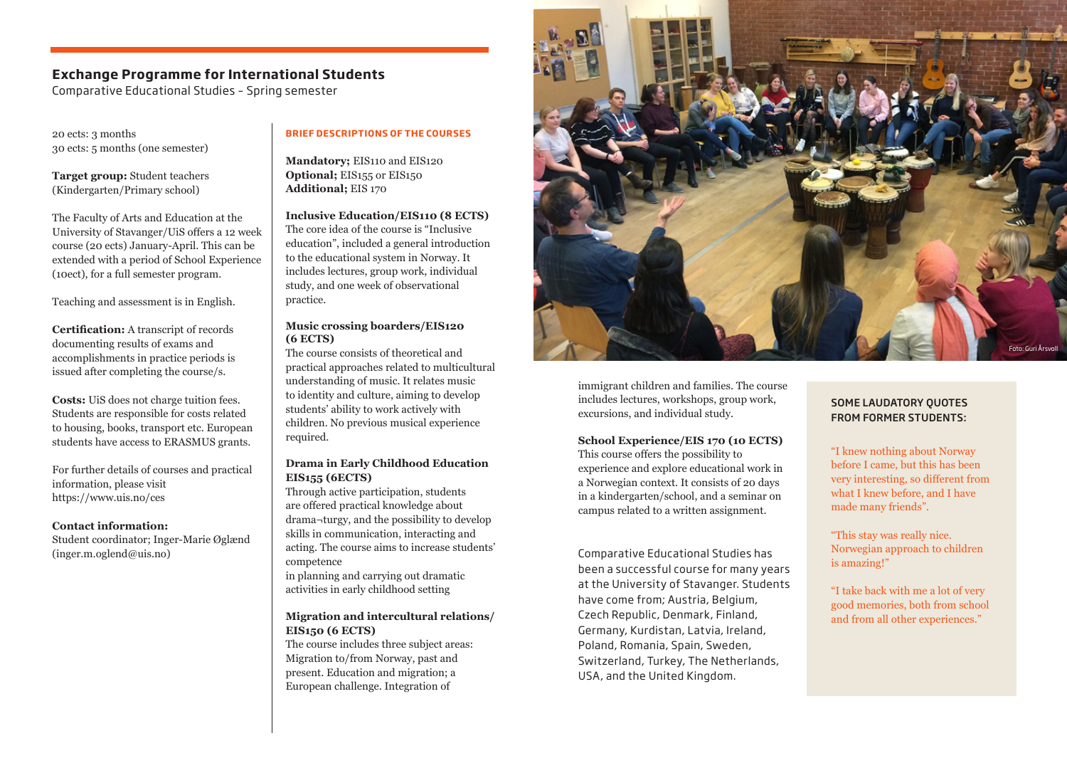## Exchange Programme for International Students

Comparative Educational Studies – Spring semester

20 ects: 3 months
30 ects: 5 months (one semester)

**Target group:** Student teachers (Kindergarten/Primary school)

The Faculty of Arts and Education at the University of Stavanger/UiS offers a 12 week course (20 ects) January-April. This can be extended with a period of School Experience (10ect), for a full semester program.

Teaching and assessment is in English.

**Certification:** A transcript of records documenting results of exams and accomplishments in practice periods is issued after completing the course/s.

**Costs:** UiS does not charge tuition fees. Students are responsible for costs related to housing, books, transport etc. European students have access to ERASMUS grants.

For further details of courses and practical information, please visit https://www.uis.no/ces

**Contact information:**
Student coordinator; Inger-Marie Øglænd (inger.m.oglend@uis.no)

### BRIEF DESCRIPTIONS OF THE COURSES

**Mandatory;** EIS110 and EIS120
**Optional;** EIS155 or EIS150
**Additional;** EIS 170

**Inclusive Education/EIS110 (8 ECTS)**
The core idea of the course is "Inclusive education", included a general introduction to the educational system in Norway. It includes lectures, group work, individual study, and one week of observational practice.

**Music crossing boarders/EIS120 (6 ECTS)**
The course consists of theoretical and practical approaches related to multicultural understanding of music. It relates music to identity and culture, aiming to develop students' ability to work actively with children. No previous musical experience required.

**Drama in Early Childhood Education EIS155 (6ECTS)**
Through active participation, students are offered practical knowledge about drama¬turgy, and the possibility to develop skills in communication, interacting and acting. The course aims to increase students' competence
in planning and carrying out dramatic activities in early childhood setting

**Migration and intercultural relations/ EIS150 (6 ECTS)**
The course includes three subject areas: Migration to/from Norway, past and present. Education and migration; a European challenge. Integration of immigrant children and families. The course includes lectures, workshops, group work, excursions, and individual study.

**School Experience/EIS 170 (10 ECTS)**
This course offers the possibility to experience and explore educational work in a Norwegian context. It consists of 20 days in a kindergarten/school, and a seminar on campus related to a written assignment.

Comparative Educational Studies has been a successful course for many years at the University of Stavanger. Students have come from; Austria, Belgium, Czech Republic, Denmark, Finland, Germany, Kurdistan, Latvia, Ireland, Poland, Romania, Spain, Sweden, Switzerland, Turkey, The Netherlands, USA, and the United Kingdom.

Foto: Guri Årsvoll

### SOME LAUDATORY QUOTES FROM FORMER STUDENTS:

"I knew nothing about Norway before I came, but this has been very interesting, so different from what I knew before, and I have made many friends".

"This stay was really nice. Norwegian approach to children is amazing!"

"I take back with me a lot of very good memories, both from school and from all other experiences."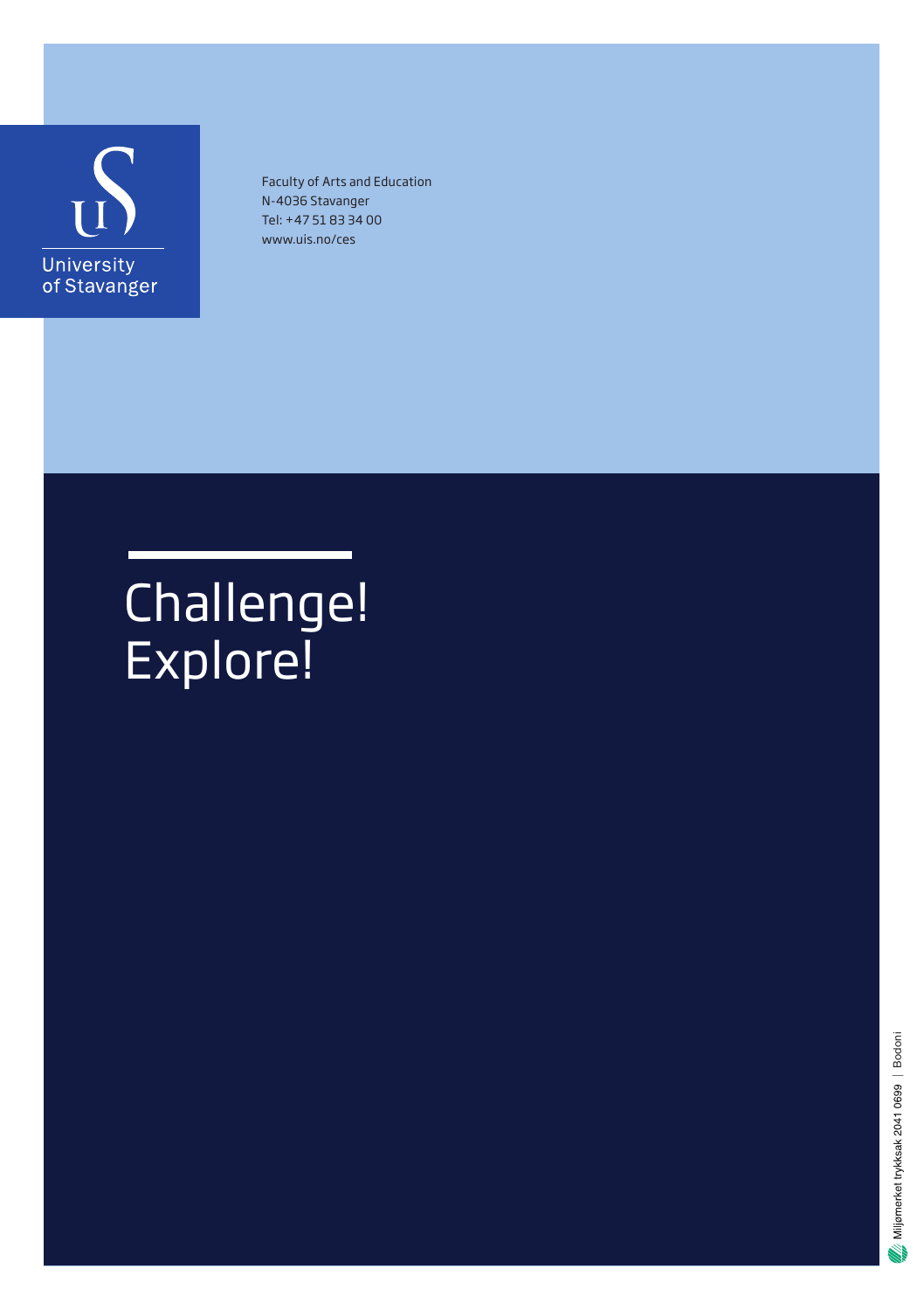University of Stavanger

Faculty of Arts and Education
N-4036 Stavanger
Tel: +47 51 83 34 00
www.uis.no/ces

# Challenge!
# Explore!

Miljømerket trykksak 2041 0699 | Bodoni